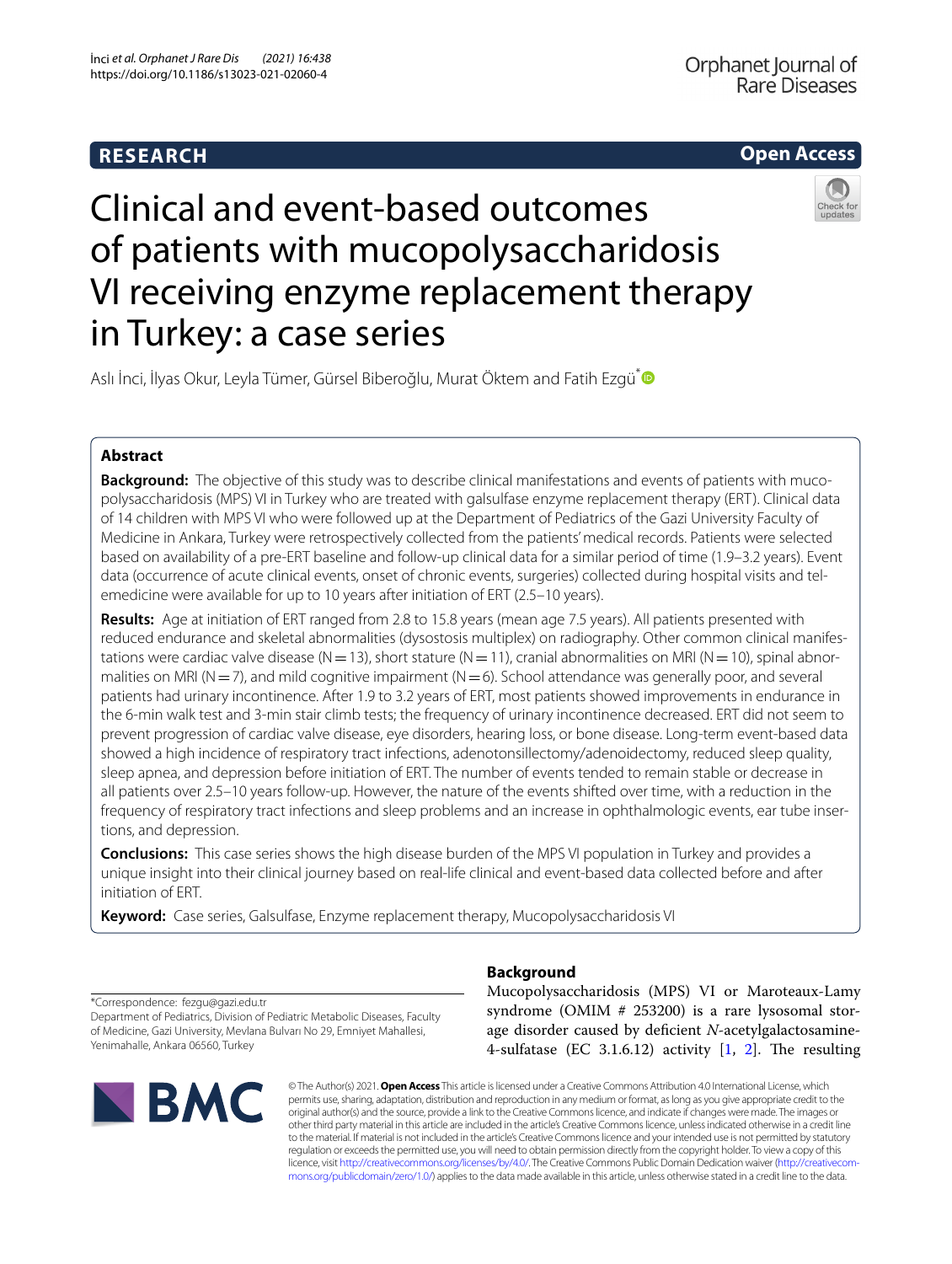RESEARCH

Open Access

# Clinical and event-based outcomes of patients with mucopolysaccharidosis VI receiving enzyme replacement therapy in Turkey: a case series

Aslı İnci, İlyas Okur, Leyla Tümer, Gürsel Biberoğlu, Murat Öktem and Fatih Ezgü*

## Abstract

**Background:** The objective of this study was to describe clinical manifestations and events of patients with mucopolysaccharidosis (MPS) VI in Turkey who are treated with galsulfase enzyme replacement therapy (ERT). Clinical data of 14 children with MPS VI who were followed up at the Department of Pediatrics of the Gazi University Faculty of Medicine in Ankara, Turkey were retrospectively collected from the patients' medical records. Patients were selected based on availability of a pre-ERT baseline and follow-up clinical data for a similar period of time (1.9–3.2 years). Event data (occurrence of acute clinical events, onset of chronic events, surgeries) collected during hospital visits and telemedicine were available for up to 10 years after initiation of ERT (2.5–10 years).

**Results:** Age at initiation of ERT ranged from 2.8 to 15.8 years (mean age 7.5 years). All patients presented with reduced endurance and skeletal abnormalities (dysostosis multiplex) on radiography. Other common clinical manifestations were cardiac valve disease (N = 13), short stature (N = 11), cranial abnormalities on MRI (N = 10), spinal abnormalities on MRI (N = 7), and mild cognitive impairment (N = 6). School attendance was generally poor, and several patients had urinary incontinence. After 1.9 to 3.2 years of ERT, most patients showed improvements in endurance in the 6-min walk test and 3-min stair climb tests; the frequency of urinary incontinence decreased. ERT did not seem to prevent progression of cardiac valve disease, eye disorders, hearing loss, or bone disease. Long-term event-based data showed a high incidence of respiratory tract infections, adenotonsillectomy/adenoidectomy, reduced sleep quality, sleep apnea, and depression before initiation of ERT. The number of events tended to remain stable or decrease in all patients over 2.5–10 years follow-up. However, the nature of the events shifted over time, with a reduction in the frequency of respiratory tract infections and sleep problems and an increase in ophthalmologic events, ear tube insertions, and depression.

**Conclusions:** This case series shows the high disease burden of the MPS VI population in Turkey and provides a unique insight into their clinical journey based on real-life clinical and event-based data collected before and after initiation of ERT.

**Keyword:** Case series, Galsulfase, Enzyme replacement therapy, Mucopolysaccharidosis VI

*Correspondence: fezgu@gazi.edu.tr
Department of Pediatrics, Division of Pediatric Metabolic Diseases, Faculty of Medicine, Gazi University, Mevlana Bulvarı No 29, Emniyet Mahallesi, Yenimahalle, Ankara 06560, Turkey

## Background

Mucopolysaccharidosis (MPS) VI or Maroteaux-Lamy syndrome (OMIM # 253200) is a rare lysosomal storage disorder caused by deficient *N*-acetylgalactosamine-4-sulfatase (EC 3.1.6.12) activity [1, 2]. The resulting

© The Author(s) 2021. **Open Access** This article is licensed under a Creative Commons Attribution 4.0 International License, which permits use, sharing, adaptation, distribution and reproduction in any medium or format, as long as you give appropriate credit to the original author(s) and the source, provide a link to the Creative Commons licence, and indicate if changes were made. The images or other third party material in this article are included in the article's Creative Commons licence, unless indicated otherwise in a credit line to the material. If material is not included in the article's Creative Commons licence and your intended use is not permitted by statutory regulation or exceeds the permitted use, you will need to obtain permission directly from the copyright holder. To view a copy of this licence, visit http://creativecommons.org/licenses/by/4.0/. The Creative Commons Public Domain Dedication waiver (http://creativecommons.org/publicdomain/zero/1.0/) applies to the data made available in this article, unless otherwise stated in a credit line to the data.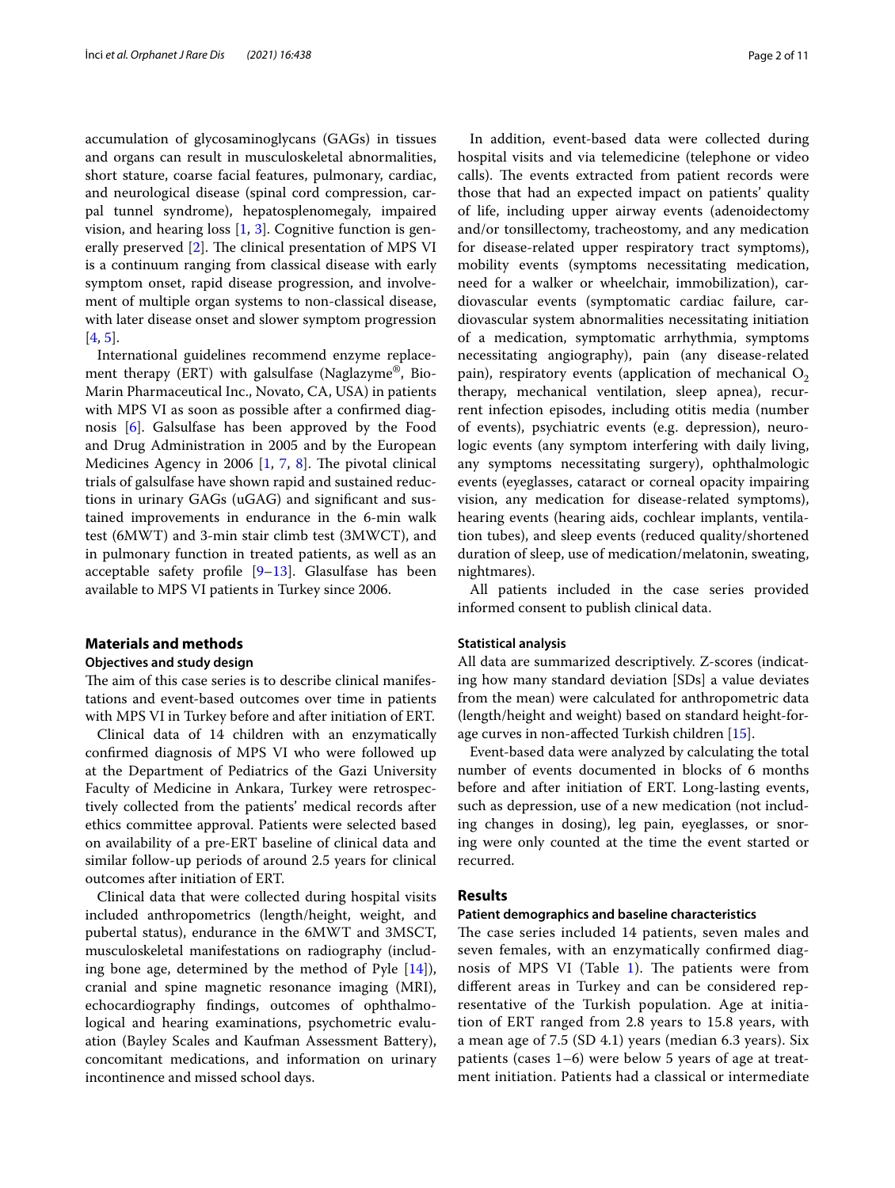accumulation of glycosaminoglycans (GAGs) in tissues and organs can result in musculoskeletal abnormalities, short stature, coarse facial features, pulmonary, cardiac, and neurological disease (spinal cord compression, carpal tunnel syndrome), hepatosplenomegaly, impaired vision, and hearing loss [1, 3]. Cognitive function is generally preserved [2]. The clinical presentation of MPS VI is a continuum ranging from classical disease with early symptom onset, rapid disease progression, and involvement of multiple organ systems to non-classical disease, with later disease onset and slower symptom progression [4, 5].

International guidelines recommend enzyme replacement therapy (ERT) with galsulfase (Naglazyme®, BioMarin Pharmaceutical Inc., Novato, CA, USA) in patients with MPS VI as soon as possible after a confirmed diagnosis [6]. Galsulfase has been approved by the Food and Drug Administration in 2005 and by the European Medicines Agency in 2006 [1, 7, 8]. The pivotal clinical trials of galsulfase have shown rapid and sustained reductions in urinary GAGs (uGAG) and significant and sustained improvements in endurance in the 6-min walk test (6MWT) and 3-min stair climb test (3MWCT), and in pulmonary function in treated patients, as well as an acceptable safety profile [9–13]. Glasulfase has been available to MPS VI patients in Turkey since 2006.

## Materials and methods

### Objectives and study design

The aim of this case series is to describe clinical manifestations and event-based outcomes over time in patients with MPS VI in Turkey before and after initiation of ERT.

Clinical data of 14 children with an enzymatically confirmed diagnosis of MPS VI who were followed up at the Department of Pediatrics of the Gazi University Faculty of Medicine in Ankara, Turkey were retrospectively collected from the patients' medical records after ethics committee approval. Patients were selected based on availability of a pre-ERT baseline of clinical data and similar follow-up periods of around 2.5 years for clinical outcomes after initiation of ERT.

Clinical data that were collected during hospital visits included anthropometrics (length/height, weight, and pubertal status), endurance in the 6MWT and 3MSCT, musculoskeletal manifestations on radiography (including bone age, determined by the method of Pyle [14]), cranial and spine magnetic resonance imaging (MRI), echocardiography findings, outcomes of ophthalmological and hearing examinations, psychometric evaluation (Bayley Scales and Kaufman Assessment Battery), concomitant medications, and information on urinary incontinence and missed school days.

In addition, event-based data were collected during hospital visits and via telemedicine (telephone or video calls). The events extracted from patient records were those that had an expected impact on patients' quality of life, including upper airway events (adenoidectomy and/or tonsillectomy, tracheostomy, and any medication for disease-related upper respiratory tract symptoms), mobility events (symptoms necessitating medication, need for a walker or wheelchair, immobilization), cardiovascular events (symptomatic cardiac failure, cardiovascular system abnormalities necessitating initiation of a medication, symptomatic arrhythmia, symptoms necessitating angiography), pain (any disease-related pain), respiratory events (application of mechanical $O_2$ therapy, mechanical ventilation, sleep apnea), recurrent infection episodes, including otitis media (number of events), psychiatric events (e.g. depression), neurologic events (any symptom interfering with daily living, any symptoms necessitating surgery), ophthalmologic events (eyeglasses, cataract or corneal opacity impairing vision, any medication for disease-related symptoms), hearing events (hearing aids, cochlear implants, ventilation tubes), and sleep events (reduced quality/shortened duration of sleep, use of medication/melatonin, sweating, nightmares).

All patients included in the case series provided informed consent to publish clinical data.

### Statistical analysis

All data are summarized descriptively. Z-scores (indicating how many standard deviation [SDs] a value deviates from the mean) were calculated for anthropometric data (length/height and weight) based on standard height-for-age curves in non-affected Turkish children [15].

Event-based data were analyzed by calculating the total number of events documented in blocks of 6 months before and after initiation of ERT. Long-lasting events, such as depression, use of a new medication (not including changes in dosing), leg pain, eyeglasses, or snoring were only counted at the time the event started or recurred.

## Results

### Patient demographics and baseline characteristics

The case series included 14 patients, seven males and seven females, with an enzymatically confirmed diagnosis of MPS VI (Table 1). The patients were from different areas in Turkey and can be considered representative of the Turkish population. Age at initiation of ERT ranged from 2.8 years to 15.8 years, with a mean age of 7.5 (SD 4.1) years (median 6.3 years). Six patients (cases 1–6) were below 5 years of age at treatment initiation. Patients had a classical or intermediate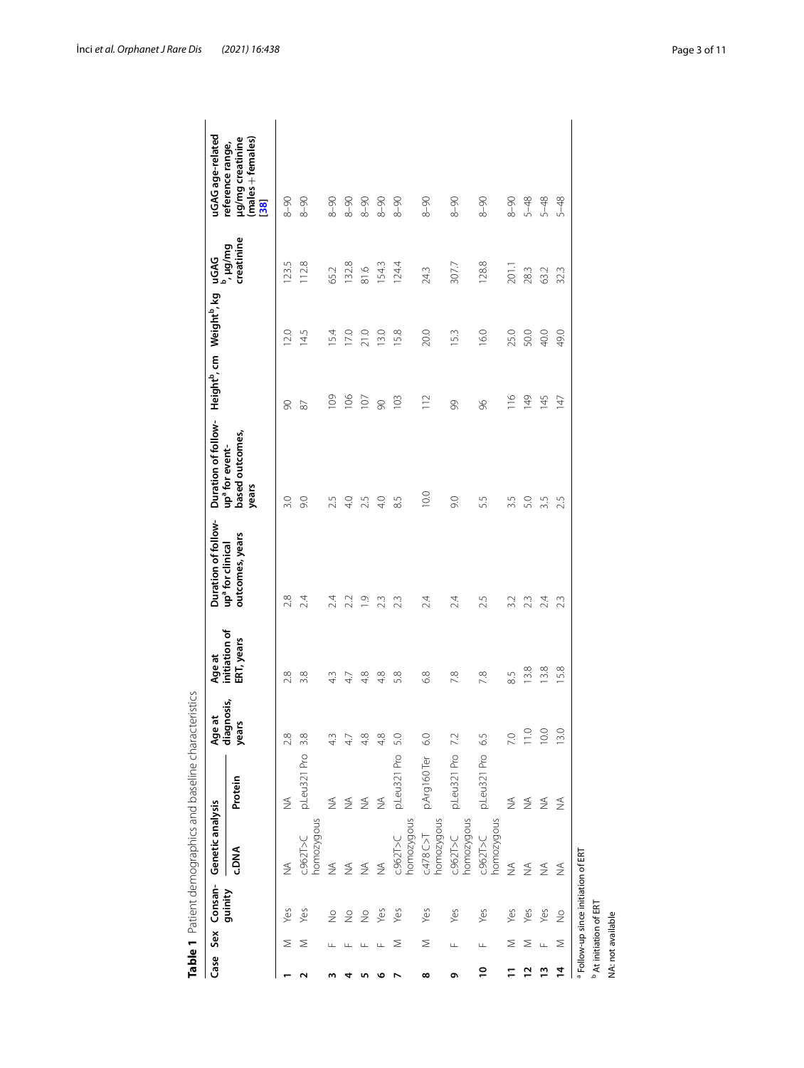**Table 1** Patient demographics and baseline characteristics

| Case | Sex | Consanguinity | Genetic analysis | | Age at diagnosis, years | Age at initiation of ERT, years | Duration of follow-up[a] for clinical outcomes, years | Duration of follow-up[a] for event-based outcomes, years | Height[b], cm | Weight[b], kg | uGAG[b], μg/mg creatinine | uGAG age-related reference range, μg/mg creatinine (males + females) [38] |
|---|---|---|---|---|---|---|---|---|---|---|---|---|
| | | | c.DNA | Protein | | | | | | | | |
| **1** | M | Yes | NA | NA | 2.8 | 2.8 | 2.8 | 3.0 | 90 | 12.0 | 123.5 | 8–90 |
| **2** | M | Yes | c.962T>C homozygous | p.Leu321 Pro | 3.8 | 3.8 | 2.4 | 9.0 | 87 | 14.5 | 112.8 | 8–90 |
| **3** | F | No | NA | NA | 4.3 | 4.3 | 2.4 | 2.5 | 109 | 15.4 | 65.2 | 8–90 |
| **4** | F | No | NA | NA | 4.7 | 4.7 | 2.2 | 4.0 | 106 | 17.0 | 132.8 | 8–90 |
| **5** | F | No | NA | NA | 4.8 | 4.8 | 1.9 | 2.5 | 107 | 21.0 | 81.6 | 8–90 |
| **6** | F | Yes | NA | NA | 4.8 | 4.8 | 2.3 | 4.0 | 90 | 13.0 | 154.3 | 8–90 |
| **7** | M | Yes | c.962T>C homozygous | p.Leu321 Pro | 5.0 | 5.8 | 2.3 | 8.5 | 103 | 15.8 | 124.4 | 8–90 |
| **8** | M | Yes | c.478 C>T homozygous | p.Arg160 Ter | 6.0 | 6.8 | 2.4 | 10.0 | 112 | 20.0 | 24.3 | 8–90 |
| **9** | F | Yes | c.962T>C homozygous | p.Leu321 Pro | 7.2 | 7.8 | 2.4 | 9.0 | 99 | 15.3 | 307.7 | 8–90 |
| **10** | F | Yes | c.962T>C homozygous | p.Leu321 Pro | 6.5 | 7.8 | 2.5 | 5.5 | 96 | 16.0 | 128.8 | 8–90 |
| **11** | M | Yes | NA | NA | 7.0 | 8.5 | 3.2 | 3.5 | 116 | 25.0 | 201.1 | 8–90 |
| **12** | M | Yes | NA | NA | 11.0 | 13.8 | 2.3 | 5.0 | 149 | 50.0 | 28.3 | 5–48 |
| **13** | F | Yes | NA | NA | 10.0 | 13.8 | 2.4 | 3.5 | 145 | 40.0 | 63.2 | 5–48 |
| **14** | M | No | NA | NA | 13.0 | 15.8 | 2.3 | 2.5 | 147 | 49.0 | 32.3 | 5–48 |

[a] Follow-up since initiation of ERT

[b] At initiation of ERT

NA: not available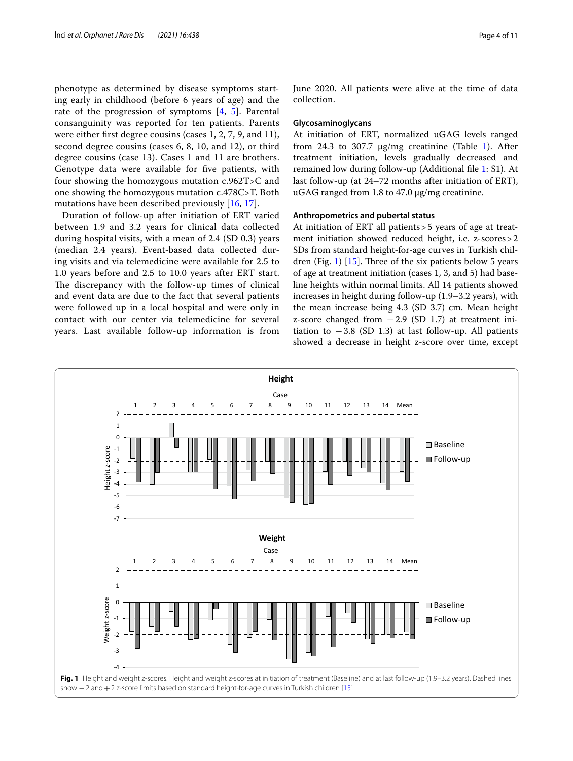phenotype as determined by disease symptoms starting early in childhood (before 6 years of age) and the rate of the progression of symptoms [4, 5]. Parental consanguinity was reported for ten patients. Parents were either first degree cousins (cases 1, 2, 7, 9, and 11), second degree cousins (cases 6, 8, 10, and 12), or third degree cousins (case 13). Cases 1 and 11 are brothers. Genotype data were available for five patients, with four showing the homozygous mutation c.962T>C and one showing the homozygous mutation c.478C>T. Both mutations have been described previously [16, 17].

Duration of follow-up after initiation of ERT varied between 1.9 and 3.2 years for clinical data collected during hospital visits, with a mean of 2.4 (SD 0.3) years (median 2.4 years). Event-based data collected during visits and via telemedicine were available for 2.5 to 1.0 years before and 2.5 to 10.0 years after ERT start. The discrepancy with the follow-up times of clinical and event data are due to the fact that several patients were followed up in a local hospital and were only in contact with our center via telemedicine for several years. Last available follow-up information is from June 2020. All patients were alive at the time of data collection.

### Glycosaminoglycans

At initiation of ERT, normalized uGAG levels ranged from 24.3 to 307.7 μg/mg creatinine (Table 1). After treatment initiation, levels gradually decreased and remained low during follow-up (Additional file 1: S1). At last follow-up (at 24–72 months after initiation of ERT), uGAG ranged from 1.8 to 47.0 μg/mg creatinine.

### Anthropometrics and pubertal status

At initiation of ERT all patients > 5 years of age at treatment initiation showed reduced height, i.e. z-scores > 2 SDs from standard height-for-age curves in Turkish children (Fig. 1) [15]. Three of the six patients below 5 years of age at treatment initiation (cases 1, 3, and 5) had baseline heights within normal limits. All 14 patients showed increases in height during follow-up (1.9–3.2 years), with the mean increase being 4.3 (SD 3.7) cm. Mean height z-score changed from −2.9 (SD 1.7) at treatment initiation to −3.8 (SD 1.3) at last follow-up. All patients showed a decrease in height z-score over time, except

**Fig. 1** Height and weight z-scores. Height and weight z-scores at initiation of treatment (Baseline) and at last follow-up (1.9–3.2 years). Dashed lines show −2 and +2 z-score limits based on standard height-for-age curves in Turkish children [15]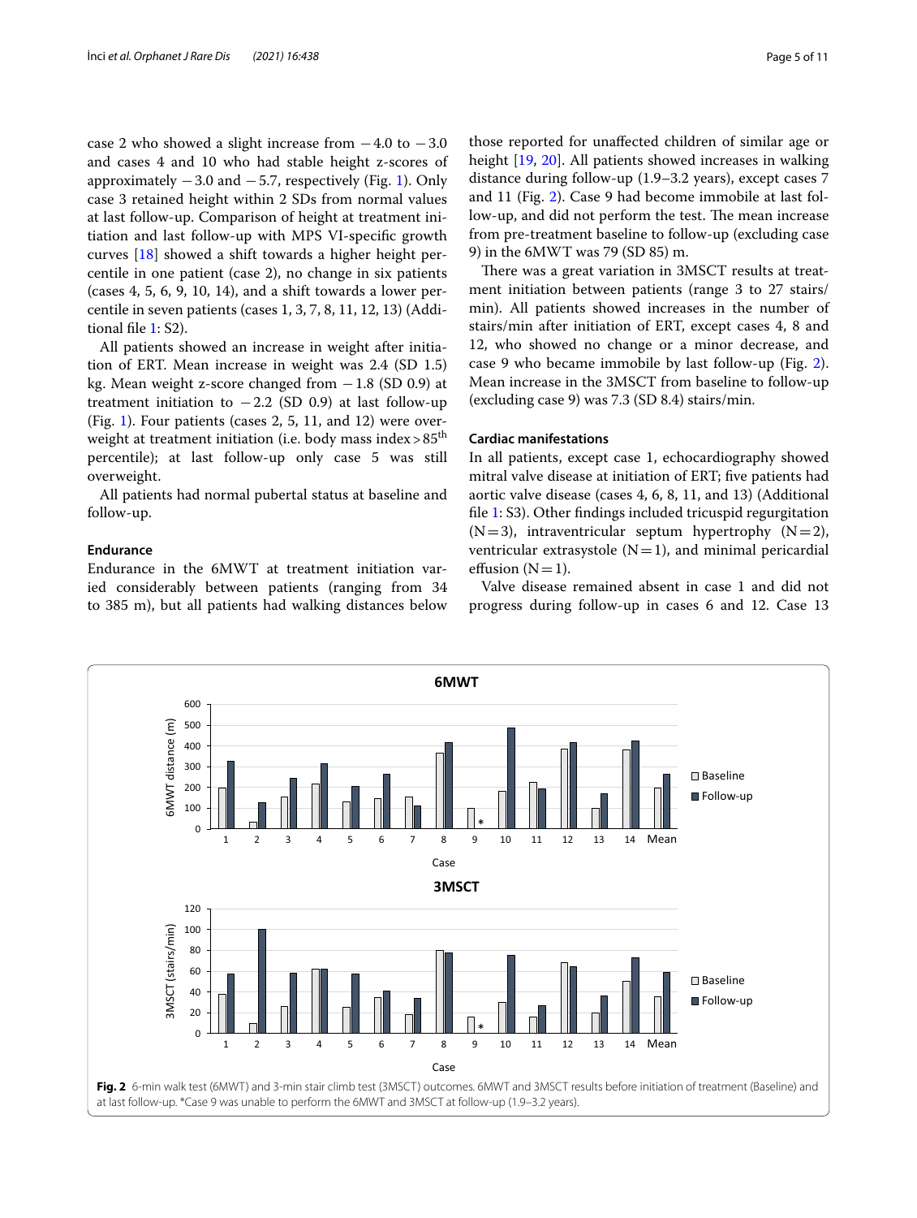case 2 who showed a slight increase from −4.0 to −3.0 and cases 4 and 10 who had stable height z-scores of approximately −3.0 and −5.7, respectively (Fig. 1). Only case 3 retained height within 2 SDs from normal values at last follow-up. Comparison of height at treatment initiation and last follow-up with MPS VI-specific growth curves [18] showed a shift towards a higher height percentile in one patient (case 2), no change in six patients (cases 4, 5, 6, 9, 10, 14), and a shift towards a lower percentile in seven patients (cases 1, 3, 7, 8, 11, 12, 13) (Additional file 1: S2).

All patients showed an increase in weight after initiation of ERT. Mean increase in weight was 2.4 (SD 1.5) kg. Mean weight z-score changed from −1.8 (SD 0.9) at treatment initiation to −2.2 (SD 0.9) at last follow-up (Fig. 1). Four patients (cases 2, 5, 11, and 12) were overweight at treatment initiation (i.e. body mass index > 85th percentile); at last follow-up only case 5 was still overweight.

All patients had normal pubertal status at baseline and follow-up.

### Endurance

Endurance in the 6MWT at treatment initiation varied considerably between patients (ranging from 34 to 385 m), but all patients had walking distances below those reported for unaffected children of similar age or height [19, 20]. All patients showed increases in walking distance during follow-up (1.9–3.2 years), except cases 7 and 11 (Fig. 2). Case 9 had become immobile at last follow-up, and did not perform the test. The mean increase from pre-treatment baseline to follow-up (excluding case 9) in the 6MWT was 79 (SD 85) m.

There was a great variation in 3MSCT results at treatment initiation between patients (range 3 to 27 stairs/min). All patients showed increases in the number of stairs/min after initiation of ERT, except cases 4, 8 and 12, who showed no change or a minor decrease, and case 9 who became immobile by last follow-up (Fig. 2). Mean increase in the 3MSCT from baseline to follow-up (excluding case 9) was 7.3 (SD 8.4) stairs/min.

### Cardiac manifestations

In all patients, except case 1, echocardiography showed mitral valve disease at initiation of ERT; five patients had aortic valve disease (cases 4, 6, 8, 11, and 13) (Additional file 1: S3). Other findings included tricuspid regurgitation (N = 3), intraventricular septum hypertrophy (N = 2), ventricular extrasystole (N = 1), and minimal pericardial effusion (N = 1).

Valve disease remained absent in case 1 and did not progress during follow-up in cases 6 and 12. Case 13

**Fig. 2** 6-min walk test (6MWT) and 3-min stair climb test (3MSCT) outcomes. 6MWT and 3MSCT results before initiation of treatment (Baseline) and at last follow-up. *Case 9 was unable to perform the 6MWT and 3MSCT at follow-up (1.9–3.2 years).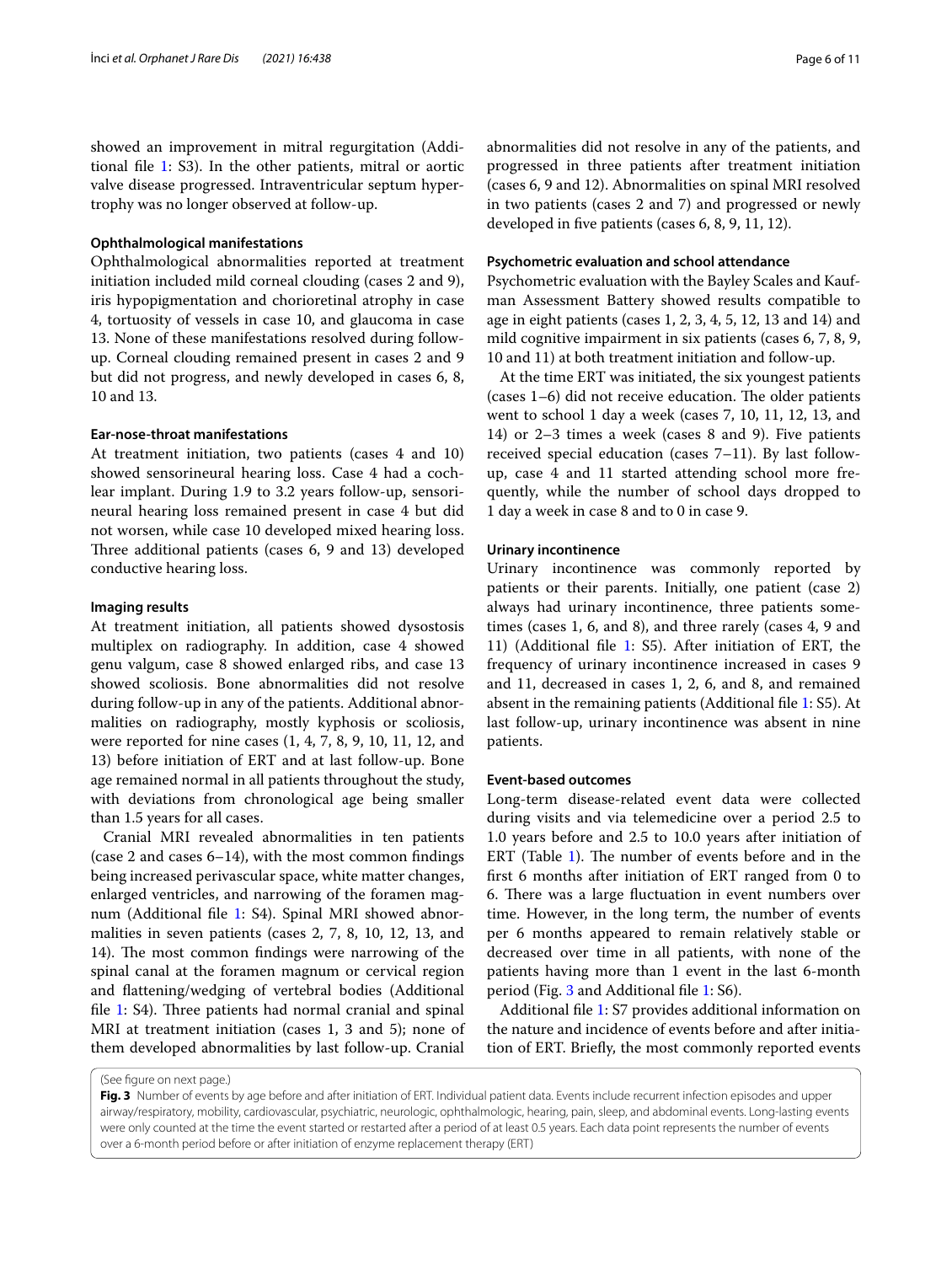showed an improvement in mitral regurgitation (Additional file 1: S3). In the other patients, mitral or aortic valve disease progressed. Intraventricular septum hypertrophy was no longer observed at follow-up.

### Ophthalmological manifestations

Ophthalmological abnormalities reported at treatment initiation included mild corneal clouding (cases 2 and 9), iris hypopigmentation and chorioretinal atrophy in case 4, tortuosity of vessels in case 10, and glaucoma in case 13. None of these manifestations resolved during follow-up. Corneal clouding remained present in cases 2 and 9 but did not progress, and newly developed in cases 6, 8, 10 and 13.

### Ear-nose-throat manifestations

At treatment initiation, two patients (cases 4 and 10) showed sensorineural hearing loss. Case 4 had a cochlear implant. During 1.9 to 3.2 years follow-up, sensorineural hearing loss remained present in case 4 but did not worsen, while case 10 developed mixed hearing loss. Three additional patients (cases 6, 9 and 13) developed conductive hearing loss.

### Imaging results

At treatment initiation, all patients showed dysostosis multiplex on radiography. In addition, case 4 showed genu valgum, case 8 showed enlarged ribs, and case 13 showed scoliosis. Bone abnormalities did not resolve during follow-up in any of the patients. Additional abnormalities on radiography, mostly kyphosis or scoliosis, were reported for nine cases (1, 4, 7, 8, 9, 10, 11, 12, and 13) before initiation of ERT and at last follow-up. Bone age remained normal in all patients throughout the study, with deviations from chronological age being smaller than 1.5 years for all cases.

Cranial MRI revealed abnormalities in ten patients (case 2 and cases 6–14), with the most common findings being increased perivascular space, white matter changes, enlarged ventricles, and narrowing of the foramen magnum (Additional file 1: S4). Spinal MRI showed abnormalities in seven patients (cases 2, 7, 8, 10, 12, 13, and 14). The most common findings were narrowing of the spinal canal at the foramen magnum or cervical region and flattening/wedging of vertebral bodies (Additional file 1: S4). Three patients had normal cranial and spinal MRI at treatment initiation (cases 1, 3 and 5); none of them developed abnormalities by last follow-up. Cranial abnormalities did not resolve in any of the patients, and progressed in three patients after treatment initiation (cases 6, 9 and 12). Abnormalities on spinal MRI resolved in two patients (cases 2 and 7) and progressed or newly developed in five patients (cases 6, 8, 9, 11, 12).

### Psychometric evaluation and school attendance

Psychometric evaluation with the Bayley Scales and Kaufman Assessment Battery showed results compatible to age in eight patients (cases 1, 2, 3, 4, 5, 12, 13 and 14) and mild cognitive impairment in six patients (cases 6, 7, 8, 9, 10 and 11) at both treatment initiation and follow-up.

At the time ERT was initiated, the six youngest patients (cases 1–6) did not receive education. The older patients went to school 1 day a week (cases 7, 10, 11, 12, 13, and 14) or 2–3 times a week (cases 8 and 9). Five patients received special education (cases 7–11). By last follow-up, case 4 and 11 started attending school more frequently, while the number of school days dropped to 1 day a week in case 8 and to 0 in case 9.

### Urinary incontinence

Urinary incontinence was commonly reported by patients or their parents. Initially, one patient (case 2) always had urinary incontinence, three patients sometimes (cases 1, 6, and 8), and three rarely (cases 4, 9 and 11) (Additional file 1: S5). After initiation of ERT, the frequency of urinary incontinence increased in cases 9 and 11, decreased in cases 1, 2, 6, and 8, and remained absent in the remaining patients (Additional file 1: S5). At last follow-up, urinary incontinence was absent in nine patients.

### Event-based outcomes

Long-term disease-related event data were collected during visits and via telemedicine over a period 2.5 to 1.0 years before and 2.5 to 10.0 years after initiation of ERT (Table 1). The number of events before and in the first 6 months after initiation of ERT ranged from 0 to 6. There was a large fluctuation in event numbers over time. However, in the long term, the number of events per 6 months appeared to remain relatively stable or decreased over time in all patients, with none of the patients having more than 1 event in the last 6-month period (Fig. 3 and Additional file 1: S6).

Additional file 1: S7 provides additional information on the nature and incidence of events before and after initiation of ERT. Briefly, the most commonly reported events

(See figure on next page.)

**Fig. 3** Number of events by age before and after initiation of ERT. Individual patient data. Events include recurrent infection episodes and upper airway/respiratory, mobility, cardiovascular, psychiatric, neurologic, ophthalmologic, hearing, pain, sleep, and abdominal events. Long-lasting events were only counted at the time the event started or restarted after a period of at least 0.5 years. Each data point represents the number of events over a 6-month period before or after initiation of enzyme replacement therapy (ERT)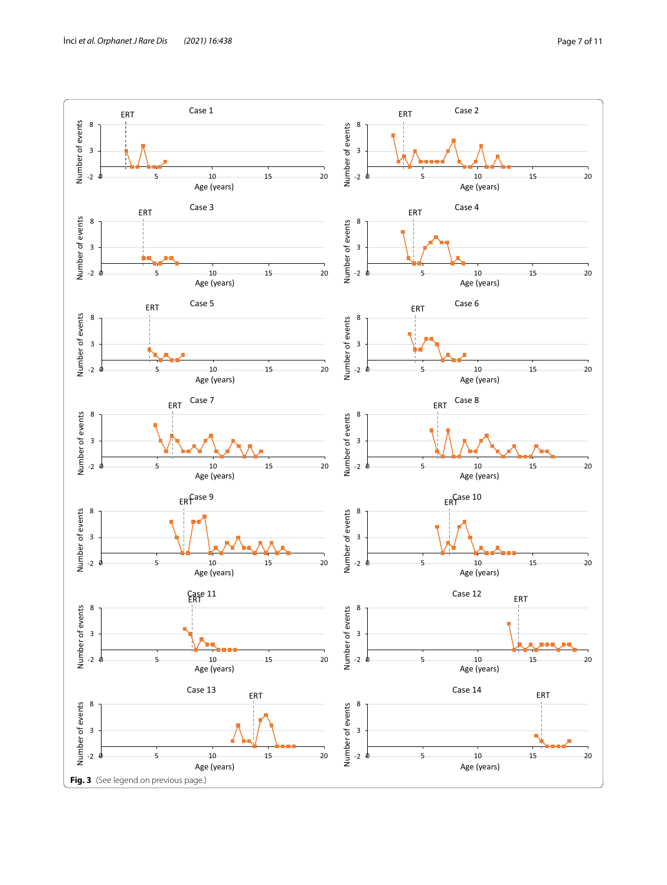**Fig. 3** (See legend on previous page.)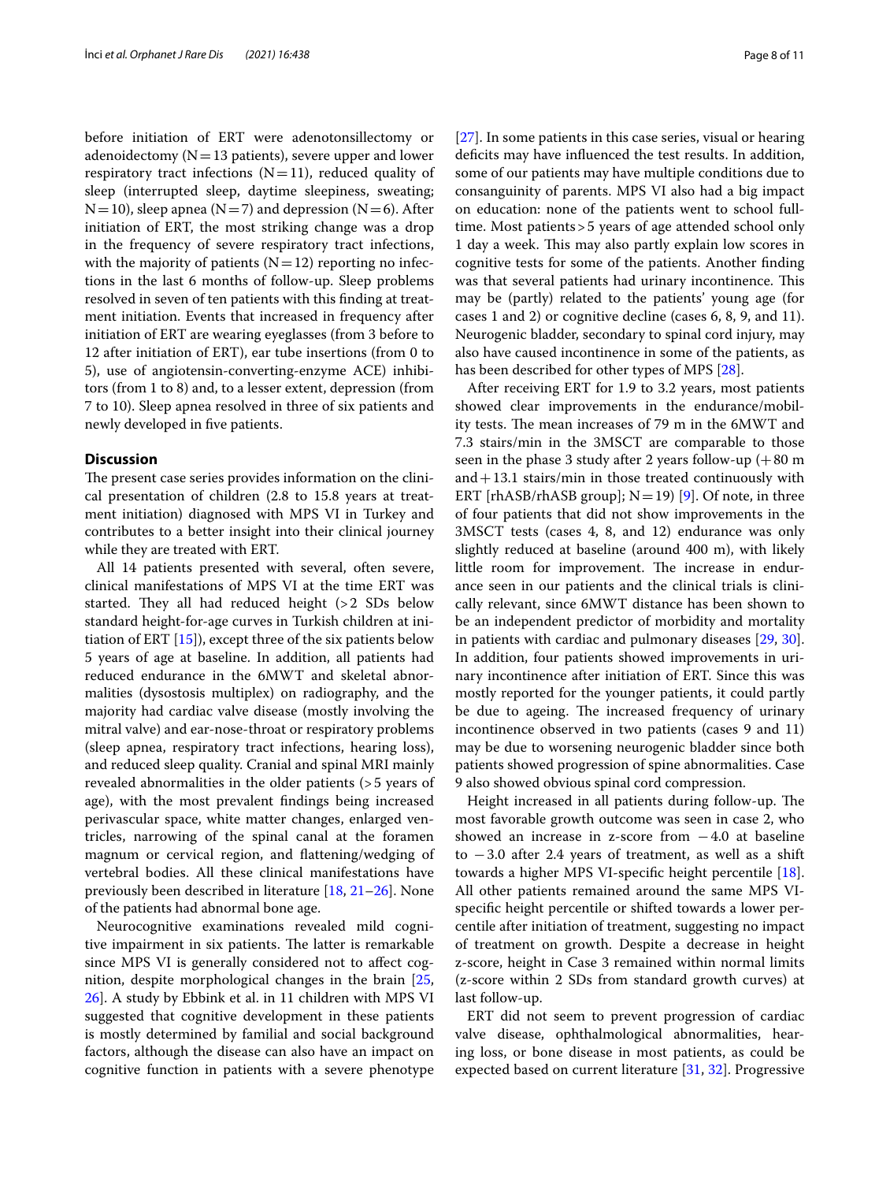before initiation of ERT were adenotonsillectomy or adenoidectomy (N = 13 patients), severe upper and lower respiratory tract infections (N = 11), reduced quality of sleep (interrupted sleep, daytime sleepiness, sweating; N = 10), sleep apnea (N = 7) and depression (N = 6). After initiation of ERT, the most striking change was a drop in the frequency of severe respiratory tract infections, with the majority of patients (N = 12) reporting no infections in the last 6 months of follow-up. Sleep problems resolved in seven of ten patients with this finding at treatment initiation. Events that increased in frequency after initiation of ERT are wearing eyeglasses (from 3 before to 12 after initiation of ERT), ear tube insertions (from 0 to 5), use of angiotensin-converting-enzyme ACE) inhibitors (from 1 to 8) and, to a lesser extent, depression (from 7 to 10). Sleep apnea resolved in three of six patients and newly developed in five patients.

## Discussion

The present case series provides information on the clinical presentation of children (2.8 to 15.8 years at treatment initiation) diagnosed with MPS VI in Turkey and contributes to a better insight into their clinical journey while they are treated with ERT.

All 14 patients presented with several, often severe, clinical manifestations of MPS VI at the time ERT was started. They all had reduced height (> 2 SDs below standard height-for-age curves in Turkish children at initiation of ERT [15]), except three of the six patients below 5 years of age at baseline. In addition, all patients had reduced endurance in the 6MWT and skeletal abnormalities (dysostosis multiplex) on radiography, and the majority had cardiac valve disease (mostly involving the mitral valve) and ear-nose-throat or respiratory problems (sleep apnea, respiratory tract infections, hearing loss), and reduced sleep quality. Cranial and spinal MRI mainly revealed abnormalities in the older patients (> 5 years of age), with the most prevalent findings being increased perivascular space, white matter changes, enlarged ventricles, narrowing of the spinal canal at the foramen magnum or cervical region, and flattening/wedging of vertebral bodies. All these clinical manifestations have previously been described in literature [18, 21–26]. None of the patients had abnormal bone age.

Neurocognitive examinations revealed mild cognitive impairment in six patients. The latter is remarkable since MPS VI is generally considered not to affect cognition, despite morphological changes in the brain [25, 26]. A study by Ebbink et al. in 11 children with MPS VI suggested that cognitive development in these patients is mostly determined by familial and social background factors, although the disease can also have an impact on cognitive function in patients with a severe phenotype [27]. In some patients in this case series, visual or hearing deficits may have influenced the test results. In addition, some of our patients may have multiple conditions due to consanguinity of parents. MPS VI also had a big impact on education: none of the patients went to school full-time. Most patients > 5 years of age attended school only 1 day a week. This may also partly explain low scores in cognitive tests for some of the patients. Another finding was that several patients had urinary incontinence. This may be (partly) related to the patients' young age (for cases 1 and 2) or cognitive decline (cases 6, 8, 9, and 11). Neurogenic bladder, secondary to spinal cord injury, may also have caused incontinence in some of the patients, as has been described for other types of MPS [28].

After receiving ERT for 1.9 to 3.2 years, most patients showed clear improvements in the endurance/mobility tests. The mean increases of 79 m in the 6MWT and 7.3 stairs/min in the 3MSCT are comparable to those seen in the phase 3 study after 2 years follow-up (+ 80 m and + 13.1 stairs/min in those treated continuously with ERT [rhASB/rhASB group]; N = 19) [9]. Of note, in three of four patients that did not show improvements in the 3MSCT tests (cases 4, 8, and 12) endurance was only slightly reduced at baseline (around 400 m), with likely little room for improvement. The increase in endurance seen in our patients and the clinical trials is clinically relevant, since 6MWT distance has been shown to be an independent predictor of morbidity and mortality in patients with cardiac and pulmonary diseases [29, 30]. In addition, four patients showed improvements in urinary incontinence after initiation of ERT. Since this was mostly reported for the younger patients, it could partly be due to ageing. The increased frequency of urinary incontinence observed in two patients (cases 9 and 11) may be due to worsening neurogenic bladder since both patients showed progression of spine abnormalities. Case 9 also showed obvious spinal cord compression.

Height increased in all patients during follow-up. The most favorable growth outcome was seen in case 2, who showed an increase in z-score from −4.0 at baseline to −3.0 after 2.4 years of treatment, as well as a shift towards a higher MPS VI-specific height percentile [18]. All other patients remained around the same MPS VI-specific height percentile or shifted towards a lower percentile after initiation of treatment, suggesting no impact of treatment on growth. Despite a decrease in height z-score, height in Case 3 remained within normal limits (z-score within 2 SDs from standard growth curves) at last follow-up.

ERT did not seem to prevent progression of cardiac valve disease, ophthalmological abnormalities, hearing loss, or bone disease in most patients, as could be expected based on current literature [31, 32]. Progressive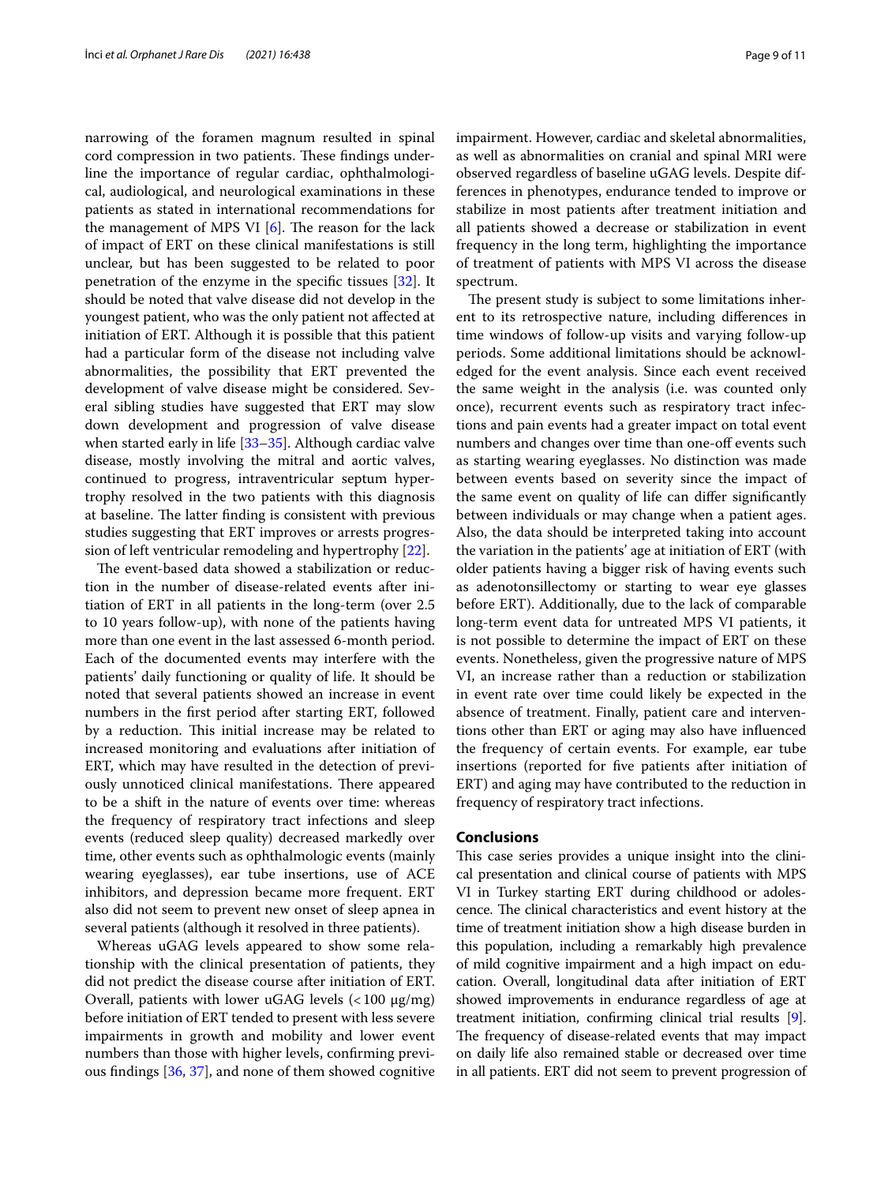narrowing of the foramen magnum resulted in spinal cord compression in two patients. These findings underline the importance of regular cardiac, ophthalmological, audiological, and neurological examinations in these patients as stated in international recommendations for the management of MPS VI [6]. The reason for the lack of impact of ERT on these clinical manifestations is still unclear, but has been suggested to be related to poor penetration of the enzyme in the specific tissues [32]. It should be noted that valve disease did not develop in the youngest patient, who was the only patient not affected at initiation of ERT. Although it is possible that this patient had a particular form of the disease not including valve abnormalities, the possibility that ERT prevented the development of valve disease might be considered. Several sibling studies have suggested that ERT may slow down development and progression of valve disease when started early in life [33–35]. Although cardiac valve disease, mostly involving the mitral and aortic valves, continued to progress, intraventricular septum hypertrophy resolved in the two patients with this diagnosis at baseline. The latter finding is consistent with previous studies suggesting that ERT improves or arrests progression of left ventricular remodeling and hypertrophy [22].

The event-based data showed a stabilization or reduction in the number of disease-related events after initiation of ERT in all patients in the long-term (over 2.5 to 10 years follow-up), with none of the patients having more than one event in the last assessed 6-month period. Each of the documented events may interfere with the patients' daily functioning or quality of life. It should be noted that several patients showed an increase in event numbers in the first period after starting ERT, followed by a reduction. This initial increase may be related to increased monitoring and evaluations after initiation of ERT, which may have resulted in the detection of previously unnoticed clinical manifestations. There appeared to be a shift in the nature of events over time: whereas the frequency of respiratory tract infections and sleep events (reduced sleep quality) decreased markedly over time, other events such as ophthalmologic events (mainly wearing eyeglasses), ear tube insertions, use of ACE inhibitors, and depression became more frequent. ERT also did not seem to prevent new onset of sleep apnea in several patients (although it resolved in three patients).

Whereas uGAG levels appeared to show some relationship with the clinical presentation of patients, they did not predict the disease course after initiation of ERT. Overall, patients with lower uGAG levels (< 100 μg/mg) before initiation of ERT tended to present with less severe impairments in growth and mobility and lower event numbers than those with higher levels, confirming previous findings [36, 37], and none of them showed cognitive impairment. However, cardiac and skeletal abnormalities, as well as abnormalities on cranial and spinal MRI were observed regardless of baseline uGAG levels. Despite differences in phenotypes, endurance tended to improve or stabilize in most patients after treatment initiation and all patients showed a decrease or stabilization in event frequency in the long term, highlighting the importance of treatment of patients with MPS VI across the disease spectrum.

The present study is subject to some limitations inherent to its retrospective nature, including differences in time windows of follow-up visits and varying follow-up periods. Some additional limitations should be acknowledged for the event analysis. Since each event received the same weight in the analysis (i.e. was counted only once), recurrent events such as respiratory tract infections and pain events had a greater impact on total event numbers and changes over time than one-off events such as starting wearing eyeglasses. No distinction was made between events based on severity since the impact of the same event on quality of life can differ significantly between individuals or may change when a patient ages. Also, the data should be interpreted taking into account the variation in the patients' age at initiation of ERT (with older patients having a bigger risk of having events such as adenotonsillectomy or starting to wear eye glasses before ERT). Additionally, due to the lack of comparable long-term event data for untreated MPS VI patients, it is not possible to determine the impact of ERT on these events. Nonetheless, given the progressive nature of MPS VI, an increase rather than a reduction or stabilization in event rate over time could likely be expected in the absence of treatment. Finally, patient care and interventions other than ERT or aging may also have influenced the frequency of certain events. For example, ear tube insertions (reported for five patients after initiation of ERT) and aging may have contributed to the reduction in frequency of respiratory tract infections.

## Conclusions

This case series provides a unique insight into the clinical presentation and clinical course of patients with MPS VI in Turkey starting ERT during childhood or adolescence. The clinical characteristics and event history at the time of treatment initiation show a high disease burden in this population, including a remarkably high prevalence of mild cognitive impairment and a high impact on education. Overall, longitudinal data after initiation of ERT showed improvements in endurance regardless of age at treatment initiation, confirming clinical trial results [9]. The frequency of disease-related events that may impact on daily life also remained stable or decreased over time in all patients. ERT did not seem to prevent progression of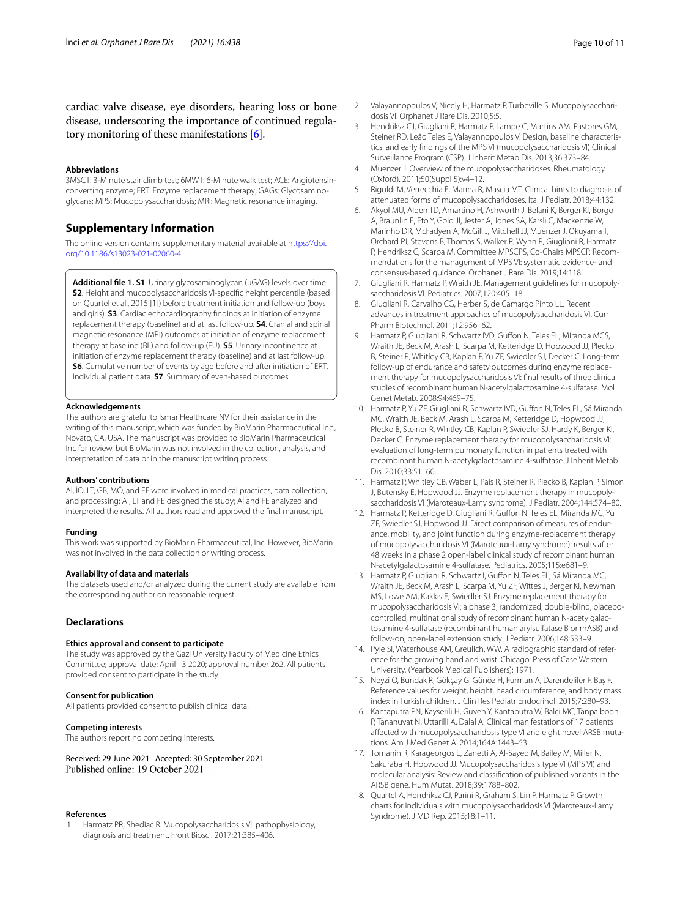cardiac valve disease, eye disorders, hearing loss or bone disease, underscoring the importance of continued regulatory monitoring of these manifestations [6].

#### Abbreviations

3MSCT: 3-Minute stair climb test; 6MWT: 6-Minute walk test; ACE: Angiotensin-converting enzyme; ERT: Enzyme replacement therapy; GAGs: Glycosaminoglycans; MPS: Mucopolysaccharidosis; MRI: Magnetic resonance imaging.

## Supplementary Information

The online version contains supplementary material available at https://doi.org/10.1186/s13023-021-02060-4.

**Additional file 1. S1**. Urinary glycosaminoglycan (uGAG) levels over time. **S2**. Height and mucopolysaccharidosis VI-specific height percentile (based on Quartel et al., 2015 [1]) before treatment initiation and follow-up (boys and girls). **S3**. Cardiac echocardiography findings at initiation of enzyme replacement therapy (baseline) and at last follow-up. **S4**. Cranial and spinal magnetic resonance (MRI) outcomes at initiation of enzyme replacement therapy at baseline (BL) and follow-up (FU). **S5**. Urinary incontinence at initiation of enzyme replacement therapy (baseline) and at last follow-up. **S6**. Cumulative number of events by age before and after initiation of ERT. Individual patient data. **S7**. Summary of even-based outcomes.

#### Acknowledgements

The authors are grateful to Ismar Healthcare NV for their assistance in the writing of this manuscript, which was funded by BioMarin Pharmaceutical Inc., Novato, CA, USA. The manuscript was provided to BioMarin Pharmaceutical Inc for review, but BioMarin was not involved in the collection, analysis, and interpretation of data or in the manuscript writing process.

#### Authors' contributions

Aİ, İO, LT, GB, MÖ, and FE were involved in medical practices, data collection, and processing; Aİ, LT and FE designed the study; Aİ and FE analyzed and interpreted the results. All authors read and approved the final manuscript.

#### Funding

This work was supported by BioMarin Pharmaceutical, Inc. However, BioMarin was not involved in the data collection or writing process.

#### Availability of data and materials

The datasets used and/or analyzed during the current study are available from the corresponding author on reasonable request.

### Declarations

#### Ethics approval and consent to participate

The study was approved by the Gazi University Faculty of Medicine Ethics Committee; approval date: April 13 2020; approval number 262. All patients provided consent to participate in the study.

#### Consent for publication

All patients provided consent to publish clinical data.

#### Competing interests

The authors report no competing interests.

Received: 29 June 2021 Accepted: 30 September 2021
Published online: 19 October 2021

#### References

1. Harmatz PR, Shediac R. Mucopolysaccharidosis VI: pathophysiology, diagnosis and treatment. Front Biosci. 2017;21:385–406.
2. Valayannopoulos V, Nicely H, Harmatz P, Turbeville S. Mucopolysaccharidosis VI. Orphanet J Rare Dis. 2010;5:5.
3. Hendriksz CJ, Giugliani R, Harmatz P, Lampe C, Martins AM, Pastores GM, Steiner RD, Leão Teles E, Valayannopoulos V. Design, baseline characteristics, and early findings of the MPS VI (mucopolysaccharidosis VI) Clinical Surveillance Program (CSP). J Inherit Metab Dis. 2013;36:373–84.
4. Muenzer J. Overview of the mucopolysaccharidoses. Rheumatology (Oxford). 2011;50(Suppl 5):v4–12.
5. Rigoldi M, Verrecchia E, Manna R, Mascia MT. Clinical hints to diagnosis of attenuated forms of mucopolysaccharidoses. Ital J Pediatr. 2018;44:132.
6. Akyol MU, Alden TD, Amartino H, Ashworth J, Belani K, Berger KI, Borgo A, Braunlin E, Eto Y, Gold JI, Jester A, Jones SA, Karsli C, Mackenzie W, Marinho DR, McFadyen A, McGill J, Mitchell JJ, Muenzer J, Okuyama T, Orchard PJ, Stevens B, Thomas S, Walker R, Wynn R, Giugliani R, Harmatz P, Hendriksz C, Scarpa M, Committee MPSCPS, Co-Chairs MPSCP. Recommendations for the management of MPS VI: systematic evidence- and consensus-based guidance. Orphanet J Rare Dis. 2019;14:118.
7. Giugliani R, Harmatz P, Wraith JE. Management guidelines for mucopolysaccharidosis VI. Pediatrics. 2007;120:405–18.
8. Giugliani R, Carvalho CG, Herber S, de Camargo Pinto LL. Recent advances in treatment approaches of mucopolysaccharidosis VI. Curr Pharm Biotechnol. 2011;12:956–62.
9. Harmatz P, Giugliani R, Schwartz IVD, Guffon N, Teles EL, Miranda MCS, Wraith JE, Beck M, Arash L, Scarpa M, Ketteridge D, Hopwood JJ, Plecko B, Steiner R, Whitley CB, Kaplan P, Yu ZF, Swiedler SJ, Decker C. Long-term follow-up of endurance and safety outcomes during enzyme replacement therapy for mucopolysaccharidosis VI: final results of three clinical studies of recombinant human N-acetylgalactosamine 4-sulfatase. Mol Genet Metab. 2008;94:469–75.
10. Harmatz P, Yu ZF, Giugliani R, Schwartz IVD, Guffon N, Teles EL, Sá Miranda MC, Wraith JE, Beck M, Arash L, Scarpa M, Ketteridge D, Hopwood JJ, Plecko B, Steiner R, Whitley CB, Kaplan P, Swiedler SJ, Hardy K, Berger KI, Decker C. Enzyme replacement therapy for mucopolysaccharidosis VI: evaluation of long-term pulmonary function in patients treated with recombinant human N-acetylgalactosamine 4-sulfatase. J Inherit Metab Dis. 2010;33:51–60.
11. Harmatz P, Whitley CB, Waber L, Pais R, Steiner R, Plecko B, Kaplan P, Simon J, Butensky E, Hopwood JJ. Enzyme replacement therapy in mucopolysaccharidosis VI (Maroteaux-Lamy syndrome). J Pediatr. 2004;144:574–80.
12. Harmatz P, Ketteridge D, Giugliani R, Guffon N, Teles EL, Miranda MC, Yu ZF, Swiedler SJ, Hopwood JJ. Direct comparison of measures of endurance, mobility, and joint function during enzyme-replacement therapy of mucopolysaccharidosis VI (Maroteaux-Lamy syndrome): results after 48 weeks in a phase 2 open-label clinical study of recombinant human N-acetylgalactosamine 4-sulfatase. Pediatrics. 2005;115:e681–9.
13. Harmatz P, Giugliani R, Schwartz I, Guffon N, Teles EL, Sá Miranda MC, Wraith JE, Beck M, Arash L, Scarpa M, Yu ZF, Wittes J, Berger KI, Newman MS, Lowe AM, Kakkis E, Swiedler SJ. Enzyme replacement therapy for mucopolysaccharidosis VI: a phase 3, randomized, double-blind, placebo-controlled, multinational study of recombinant human N-acetylgalactosamine 4-sulfatase (recombinant human arylsulfatase B or rhASB) and follow-on, open-label extension study. J Pediatr. 2006;148:533–9.
14. Pyle SI, Waterhouse AM, Greulich, WW. A radiographic standard of reference for the growing hand and wrist. Chicago: Press of Case Western University, (Yearbook Medical Publishers); 1971.
15. Neyzi O, Bundak R, Gökçay G, Günöz H, Furman A, Darendeliler F, Baş F. Reference values for weight, height, head circumference, and body mass index in Turkish children. J Clin Res Pediatr Endocrinol. 2015;7:280–93.
16. Kantaputra PN, Kayserili H, Guven Y, Kantaputra W, Balci MC, Tanpaiboon P, Tananuvat N, Uttarilli A, Dalal A. Clinical manifestations of 17 patients affected with mucopolysaccharidosis type VI and eight novel ARSB mutations. Am J Med Genet A. 2014;164A:1443–53.
17. Tomanin R, Karageorgos L, Zanetti A, Al-Sayed M, Bailey M, Miller N, Sakuraba H, Hopwood JJ. Mucopolysaccharidosis type VI (MPS VI) and molecular analysis: Review and classification of published variants in the ARSB gene. Hum Mutat. 2018;39:1788–802.
18. Quartel A, Hendriksz CJ, Parini R, Graham S, Lin P, Harmatz P. Growth charts for individuals with mucopolysaccharidosis VI (Maroteaux-Lamy Syndrome). JIMD Rep. 2015;18:1–11.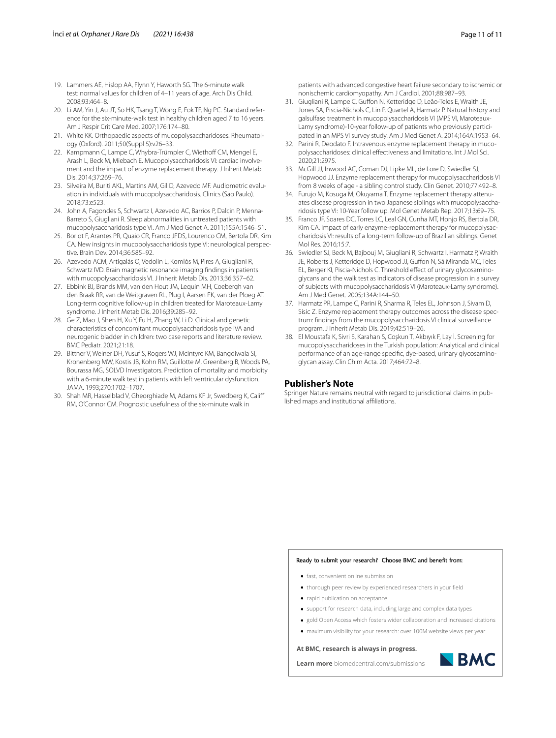19. Lammers AE, Hislop AA, Flynn Y, Haworth SG. The 6-minute walk test: normal values for children of 4–11 years of age. Arch Dis Child. 2008;93:464–8.
20. Li AM, Yin J, Au JT, So HK, Tsang T, Wong E, Fok TF, Ng PC. Standard reference for the six-minute-walk test in healthy children aged 7 to 16 years. Am J Respir Crit Care Med. 2007;176:174–80.
21. White KK. Orthopaedic aspects of mucopolysaccharidoses. Rheumatology (Oxford). 2011;50(Suppl 5):v26–33.
22. Kampmann C, Lampe C, Whybra-Trümpler C, Wiethoff CM, Mengel E, Arash L, Beck M, Miebach E. Mucopolysaccharidosis VI: cardiac involvement and the impact of enzyme replacement therapy. J Inherit Metab Dis. 2014;37:269–76.
23. Silveira M, Buriti AKL, Martins AM, Gil D, Azevedo MF. Audiometric evaluation in individuals with mucopolysaccharidosis. Clinics (Sao Paulo). 2018;73:e523.
24. John A, Fagondes S, Schwartz I, Azevedo AC, Barrios P, Dalcin P, Menna-Barreto S, Giugliani R. Sleep abnormalities in untreated patients with mucopolysaccharidosis type VI. Am J Med Genet A. 2011;155A:1546–51.
25. Borlot F, Arantes PR, Quaio CR, Franco JFDS, Lourenco CM, Bertola DR, Kim CA. New insights in mucopolysaccharidosis type VI: neurological perspective. Brain Dev. 2014;36:585–92.
26. Azevedo ACM, Artigalás O, Vedolin L, Komlós M, Pires A, Giugliani R, Schwartz IVD. Brain magnetic resonance imaging findings in patients with mucopolysaccharidosis VI. J Inherit Metab Dis. 2013;36:357–62.
27. Ebbink BJ, Brands MM, van den Hout JM, Lequin MH, Coebergh van den Braak RR, van de Weitgraven RL, Plug I, Aarsen FK, van der Ploeg AT. Long-term cognitive follow-up in children treated for Maroteaux-Lamy syndrome. J Inherit Metab Dis. 2016;39:285–92.
28. Ge Z, Mao J, Shen H, Xu Y, Fu H, Zhang W, Li D. Clinical and genetic characteristics of concomitant mucopolysaccharidosis type IVA and neurogenic bladder in children: two case reports and literature review. BMC Pediatr. 2021;21:18.
29. Bittner V, Weiner DH, Yusuf S, Rogers WJ, McIntyre KM, Bangdiwala SI, Kronenberg MW, Kostis JB, Kohn RM, Guillotte M, Greenberg B, Woods PA, Bourassa MG, SOLVD Investigators. Prediction of mortality and morbidity with a 6-minute walk test in patients with left ventricular dysfunction. JAMA. 1993;270:1702–1707.
30. Shah MR, Hasselblad V, Gheorghiade M, Adams KF Jr, Swedberg K, Califf RM, O'Connor CM. Prognostic usefulness of the six-minute walk in patients with advanced congestive heart failure secondary to ischemic or nonischemic cardiomyopathy. Am J Cardiol. 2001;88:987–93.
31. Giugliani R, Lampe C, Guffon N, Ketteridge D, Leão-Teles E, Wraith JE, Jones SA, Piscia-Nichols C, Lin P, Quartel A, Harmatz P. Natural history and galsulfase treatment in mucopolysaccharidosis VI (MPS VI, Maroteaux-Lamy syndrome)-10-year follow-up of patients who previously participated in an MPS VI survey study. Am J Med Genet A. 2014;164A:1953–64.
32. Parini R, Deodato F. Intravenous enzyme replacement therapy in mucopolysaccharidoses: clinical effectiveness and limitations. Int J Mol Sci. 2020;21:2975.
33. McGill JJ, Inwood AC, Coman DJ, Lipke ML, de Lore D, Swiedler SJ, Hopwood JJ. Enzyme replacement therapy for mucopolysaccharidosis VI from 8 weeks of age - a sibling control study. Clin Genet. 2010;77:492–8.
34. Furujo M, Kosuga M, Okuyama T. Enzyme replacement therapy attenuates disease progression in two Japanese siblings with mucopolysaccharidosis type VI: 10-Year follow up. Mol Genet Metab Rep. 2017;13:69–75.
35. Franco JF, Soares DC, Torres LC, Leal GN, Cunha MT, Honjo RS, Bertola DR, Kim CA. Impact of early enzyme-replacement therapy for mucopolysaccharidosis VI: results of a long-term follow-up of Brazilian siblings. Genet Mol Res. 2016;15:7.
36. Swiedler SJ, Beck M, Bajbouj M, Giugliani R, Schwartz I, Harmatz P, Wraith JE, Roberts J, Ketteridge D, Hopwood JJ, Guffon N, Sá Miranda MC, Teles EL, Berger KI, Piscia-Nichols C. Threshold effect of urinary glycosaminoglycans and the walk test as indicators of disease progression in a survey of subjects with mucopolysaccharidosis VI (Maroteaux-Lamy syndrome). Am J Med Genet. 2005;134A:144–50.
37. Harmatz PR, Lampe C, Parini R, Sharma R, Teles EL, Johnson J, Sivam D, Sisic Z. Enzyme replacement therapy outcomes across the disease spectrum: findings from the mucopolysaccharidosis VI clinical surveillance program. J Inherit Metab Dis. 2019;42:519–26.
38. El Moustafa K, Sivri S, Karahan S, Coşkun T, Akbıyık F, Lay İ. Screening for mucopolysaccharidoses in the Turkish population: Analytical and clinical performance of an age-range specific, dye-based, urinary glycosaminoglycan assay. Clin Chim Acta. 2017;464:72–8.

## Publisher's Note

Springer Nature remains neutral with regard to jurisdictional claims in published maps and institutional affiliations.

Ready to submit your research? Choose BMC and benefit from:

- fast, convenient online submission
- thorough peer review by experienced researchers in your field
- rapid publication on acceptance
- support for research data, including large and complex data types
- gold Open Access which fosters wider collaboration and increased citations
- maximum visibility for your research: over 100M website views per year

**At BMC, research is always in progress.**

**Learn more** biomedcentral.com/submissions

BMC